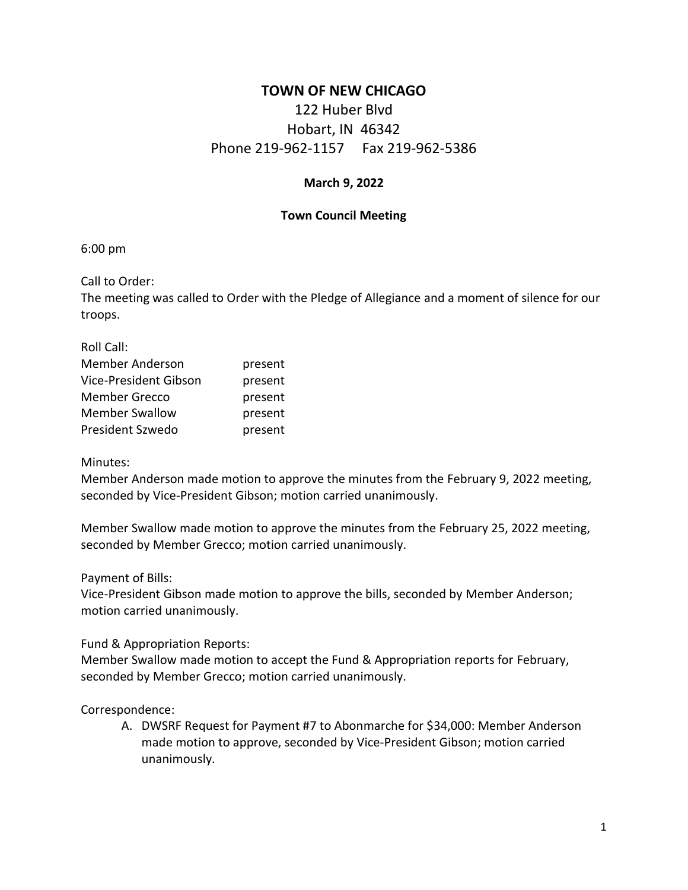# TOWN OF NEW CHICAGO

122 Huber Blvd
Hobart, IN 46342
Phone 219-962-1157 Fax 219-962-5386

**March 9, 2022**

**Town Council Meeting**

6:00 pm

Call to Order:
The meeting was called to Order with the Pledge of Allegiance and a moment of silence for our troops.

Roll Call:

| | |
|---|---|
| Member Anderson | present |
| Vice-President Gibson | present |
| Member Grecco | present |
| Member Swallow | present |
| President Szwedo | present |

Minutes:
Member Anderson made motion to approve the minutes from the February 9, 2022 meeting, seconded by Vice-President Gibson; motion carried unanimously.

Member Swallow made motion to approve the minutes from the February 25, 2022 meeting, seconded by Member Grecco; motion carried unanimously.

Payment of Bills:
Vice-President Gibson made motion to approve the bills, seconded by Member Anderson; motion carried unanimously.

Fund & Appropriation Reports:
Member Swallow made motion to accept the Fund & Appropriation reports for February, seconded by Member Grecco; motion carried unanimously.

Correspondence:

A. DWSRF Request for Payment #7 to Abonmarche for $34,000: Member Anderson made motion to approve, seconded by Vice-President Gibson; motion carried unanimously.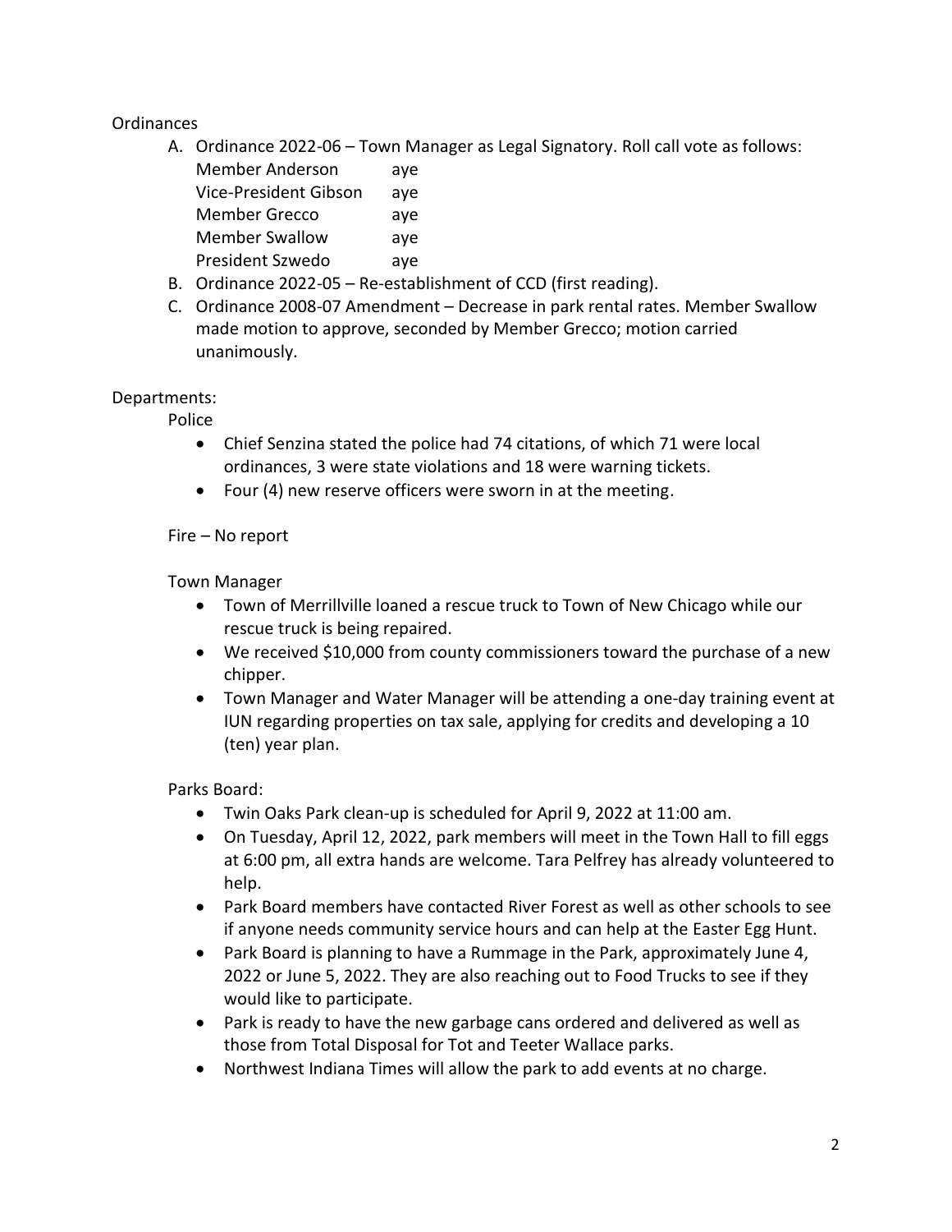Ordinances

A. Ordinance 2022-06 – Town Manager as Legal Signatory. Roll call vote as follows:

| | |
|---|---|
| Member Anderson | aye |
| Vice-President Gibson | aye |
| Member Grecco | aye |
| Member Swallow | aye |
| President Szwedo | aye |

B. Ordinance 2022-05 – Re-establishment of CCD (first reading).
C. Ordinance 2008-07 Amendment – Decrease in park rental rates. Member Swallow made motion to approve, seconded by Member Grecco; motion carried unanimously.

Departments:

Police

- Chief Senzina stated the police had 74 citations, of which 71 were local ordinances, 3 were state violations and 18 were warning tickets.
- Four (4) new reserve officers were sworn in at the meeting.

Fire – No report

Town Manager

- Town of Merrillville loaned a rescue truck to Town of New Chicago while our rescue truck is being repaired.
- We received $10,000 from county commissioners toward the purchase of a new chipper.
- Town Manager and Water Manager will be attending a one-day training event at IUN regarding properties on tax sale, applying for credits and developing a 10 (ten) year plan.

Parks Board:

- Twin Oaks Park clean-up is scheduled for April 9, 2022 at 11:00 am.
- On Tuesday, April 12, 2022, park members will meet in the Town Hall to fill eggs at 6:00 pm, all extra hands are welcome. Tara Pelfrey has already volunteered to help.
- Park Board members have contacted River Forest as well as other schools to see if anyone needs community service hours and can help at the Easter Egg Hunt.
- Park Board is planning to have a Rummage in the Park, approximately June 4, 2022 or June 5, 2022. They are also reaching out to Food Trucks to see if they would like to participate.
- Park is ready to have the new garbage cans ordered and delivered as well as those from Total Disposal for Tot and Teeter Wallace parks.
- Northwest Indiana Times will allow the park to add events at no charge.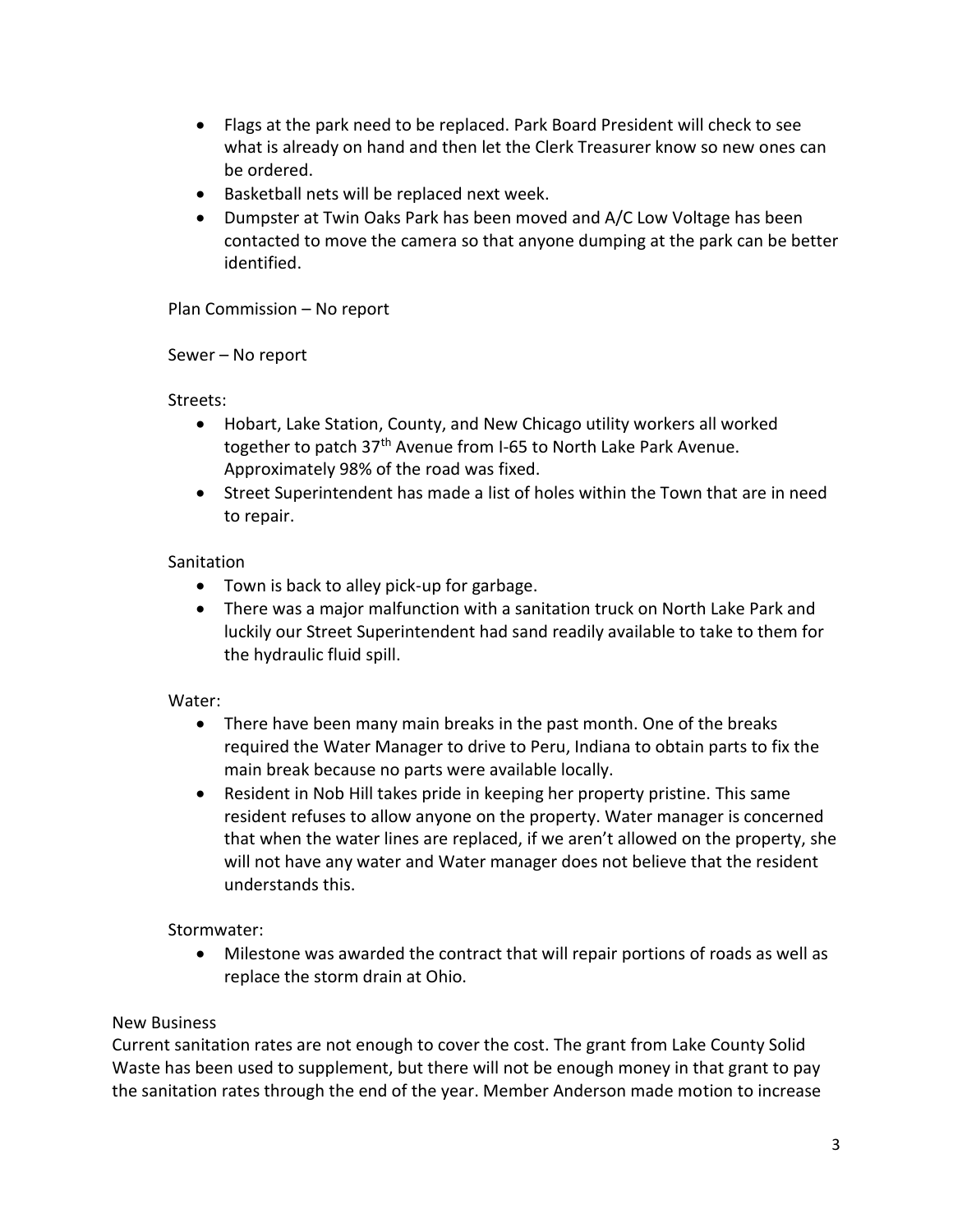- Flags at the park need to be replaced. Park Board President will check to see what is already on hand and then let the Clerk Treasurer know so new ones can be ordered.
- Basketball nets will be replaced next week.
- Dumpster at Twin Oaks Park has been moved and A/C Low Voltage has been contacted to move the camera so that anyone dumping at the park can be better identified.

Plan Commission – No report

Sewer – No report

Streets:

- Hobart, Lake Station, County, and New Chicago utility workers all worked together to patch 37th Avenue from I-65 to North Lake Park Avenue. Approximately 98% of the road was fixed.
- Street Superintendent has made a list of holes within the Town that are in need to repair.

Sanitation

- Town is back to alley pick-up for garbage.
- There was a major malfunction with a sanitation truck on North Lake Park and luckily our Street Superintendent had sand readily available to take to them for the hydraulic fluid spill.

Water:

- There have been many main breaks in the past month. One of the breaks required the Water Manager to drive to Peru, Indiana to obtain parts to fix the main break because no parts were available locally.
- Resident in Nob Hill takes pride in keeping her property pristine. This same resident refuses to allow anyone on the property. Water manager is concerned that when the water lines are replaced, if we aren't allowed on the property, she will not have any water and Water manager does not believe that the resident understands this.

Stormwater:

- Milestone was awarded the contract that will repair portions of roads as well as replace the storm drain at Ohio.

New Business

Current sanitation rates are not enough to cover the cost. The grant from Lake County Solid Waste has been used to supplement, but there will not be enough money in that grant to pay the sanitation rates through the end of the year. Member Anderson made motion to increase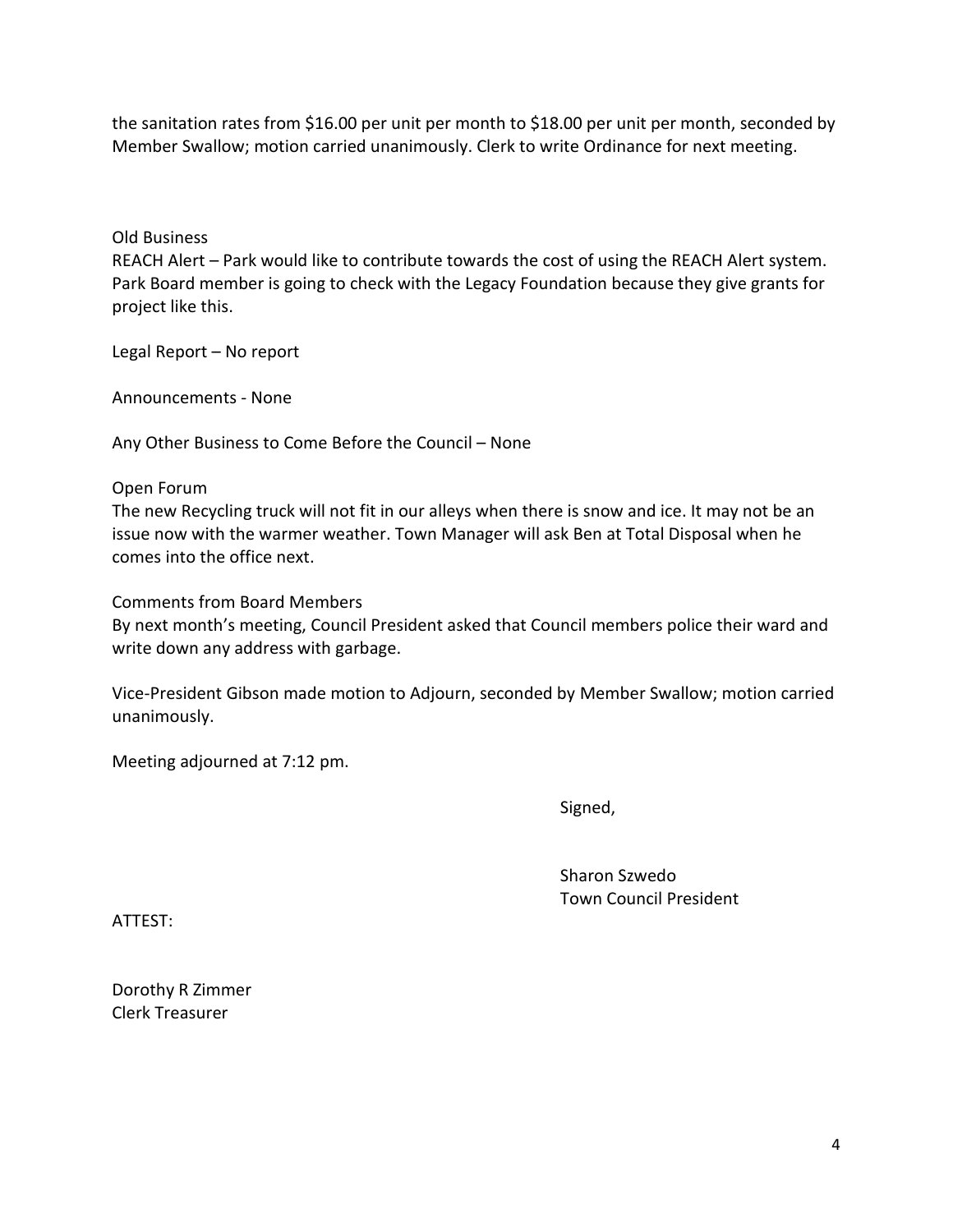the sanitation rates from $16.00 per unit per month to $18.00 per unit per month, seconded by Member Swallow; motion carried unanimously. Clerk to write Ordinance for next meeting.

Old Business

REACH Alert – Park would like to contribute towards the cost of using the REACH Alert system. Park Board member is going to check with the Legacy Foundation because they give grants for project like this.

Legal Report – No report

Announcements - None

Any Other Business to Come Before the Council – None

Open Forum

The new Recycling truck will not fit in our alleys when there is snow and ice. It may not be an issue now with the warmer weather. Town Manager will ask Ben at Total Disposal when he comes into the office next.

Comments from Board Members

By next month's meeting, Council President asked that Council members police their ward and write down any address with garbage.

Vice-President Gibson made motion to Adjourn, seconded by Member Swallow; motion carried unanimously.

Meeting adjourned at 7:12 pm.

Signed,

Sharon Szwedo
Town Council President

ATTEST:

Dorothy R Zimmer
Clerk Treasurer